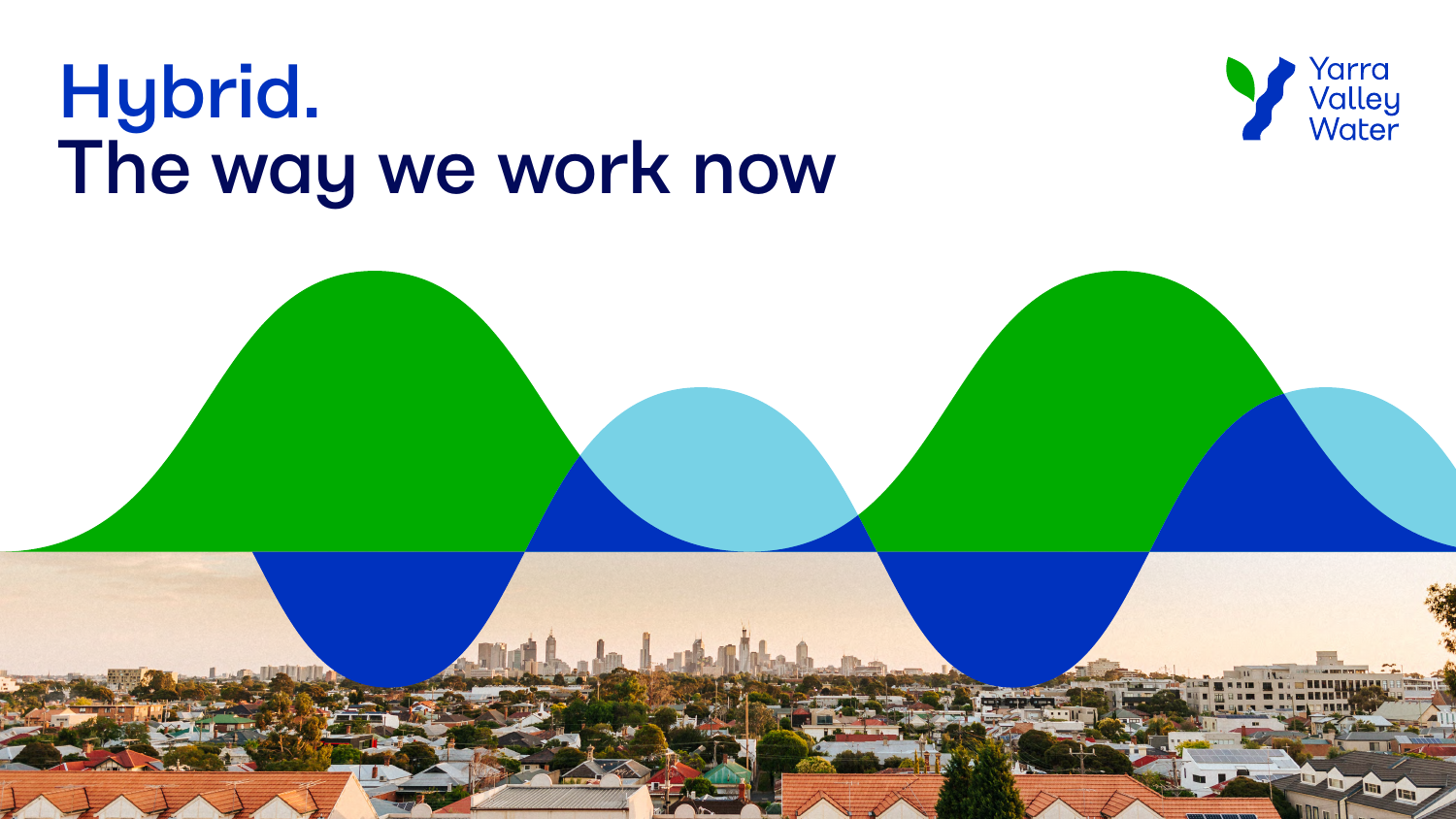# Hybrid.
# The way we work now

Yarra Valley Water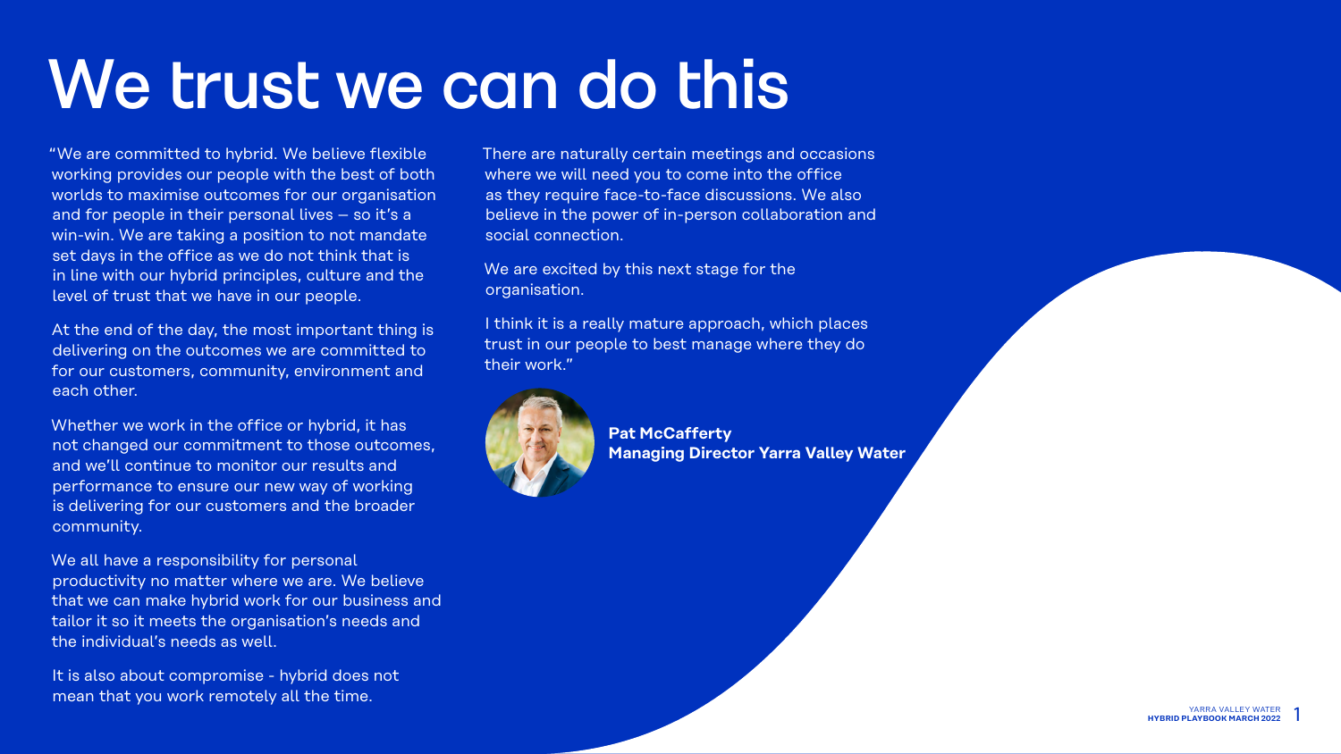# We trust we can do this

"We are committed to hybrid. We believe flexible working provides our people with the best of both worlds to maximise outcomes for our organisation and for people in their personal lives – so it's a win-win. We are taking a position to not mandate set days in the office as we do not think that is in line with our hybrid principles, culture and the level of trust that we have in our people.

At the end of the day, the most important thing is delivering on the outcomes we are committed to for our customers, community, environment and each other.

Whether we work in the office or hybrid, it has not changed our commitment to those outcomes, and we'll continue to monitor our results and performance to ensure our new way of working is delivering for our customers and the broader community.

We all have a responsibility for personal productivity no matter where we are. We believe that we can make hybrid work for our business and tailor it so it meets the organisation's needs and the individual's needs as well.

It is also about compromise - hybrid does not mean that you work remotely all the time.

There are naturally certain meetings and occasions where we will need you to come into the office as they require face-to-face discussions. We also believe in the power of in-person collaboration and social connection.

We are excited by this next stage for the organisation.

I think it is a really mature approach, which places trust in our people to best manage where they do their work."

**Pat McCafferty**
**Managing Director Yarra Valley Water**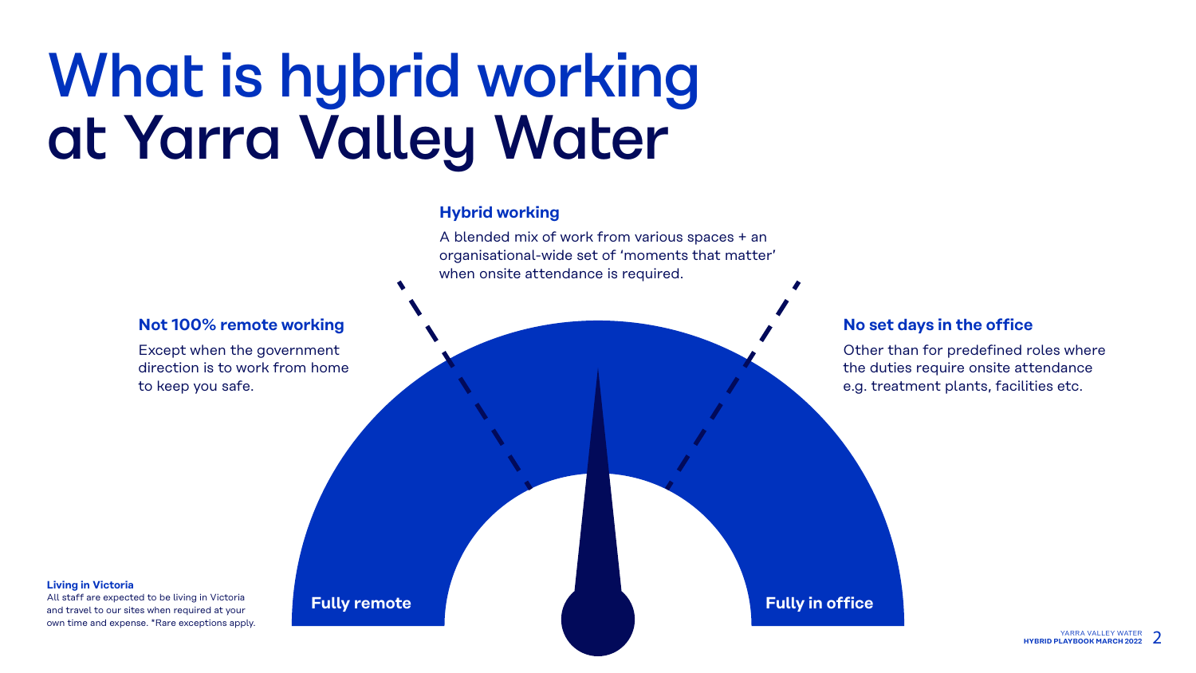# What is hybrid working at Yarra Valley Water

### Hybrid working

A blended mix of work from various spaces + an organisational-wide set of 'moments that matter' when onsite attendance is required.

### Not 100% remote working

Except when the government direction is to work from home to keep you safe.

### No set days in the office

Other than for predefined roles where the duties require onsite attendance e.g. treatment plants, facilities etc.

**Fully remote**

**Fully in office**

**Living in Victoria**

All staff are expected to be living in Victoria and travel to our sites when required at your own time and expense. *Rare exceptions apply.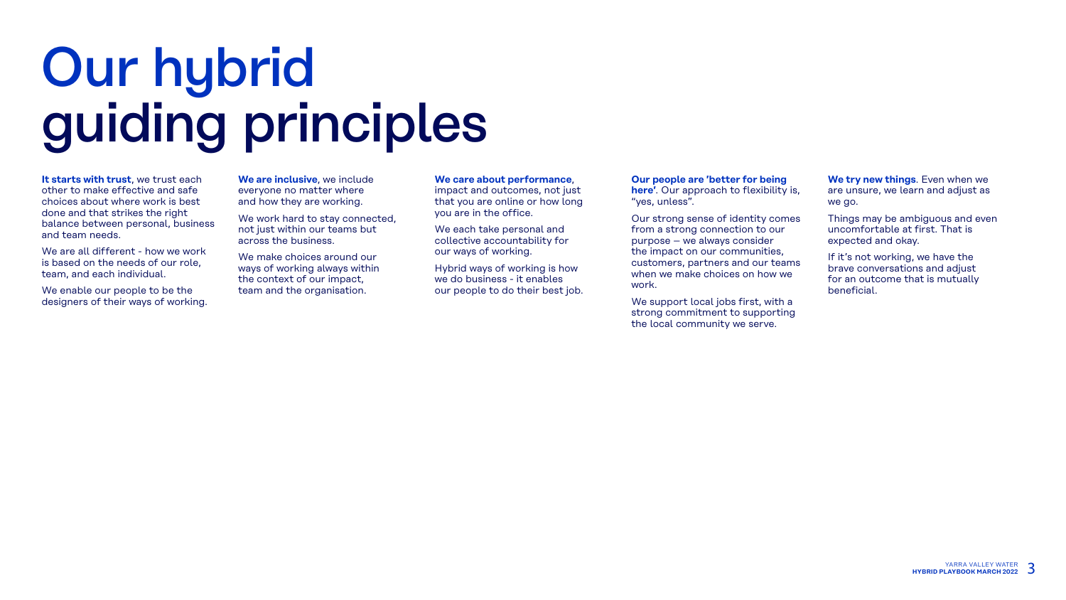# Our hybrid guiding principles

**It starts with trust**, we trust each other to make effective and safe choices about where work is best done and that strikes the right balance between personal, business and team needs.

We are all different - how we work is based on the needs of our role, team, and each individual.

We enable our people to be the designers of their ways of working.

**We are inclusive**, we include everyone no matter where and how they are working.

We work hard to stay connected, not just within our teams but across the business.

We make choices around our ways of working always within the context of our impact, team and the organisation.

**We care about performance**, impact and outcomes, not just that you are online or how long you are in the office.

We each take personal and collective accountability for our ways of working.

Hybrid ways of working is how we do business - it enables our people to do their best job.

**Our people are 'better for being here'**. Our approach to flexibility is, "yes, unless".

Our strong sense of identity comes from a strong connection to our purpose – we always consider the impact on our communities, customers, partners and our teams when we make choices on how we work.

We support local jobs first, with a strong commitment to supporting the local community we serve.

**We try new things**. Even when we are unsure, we learn and adjust as we go.

Things may be ambiguous and even uncomfortable at first. That is expected and okay.

If it's not working, we have the brave conversations and adjust for an outcome that is mutually beneficial.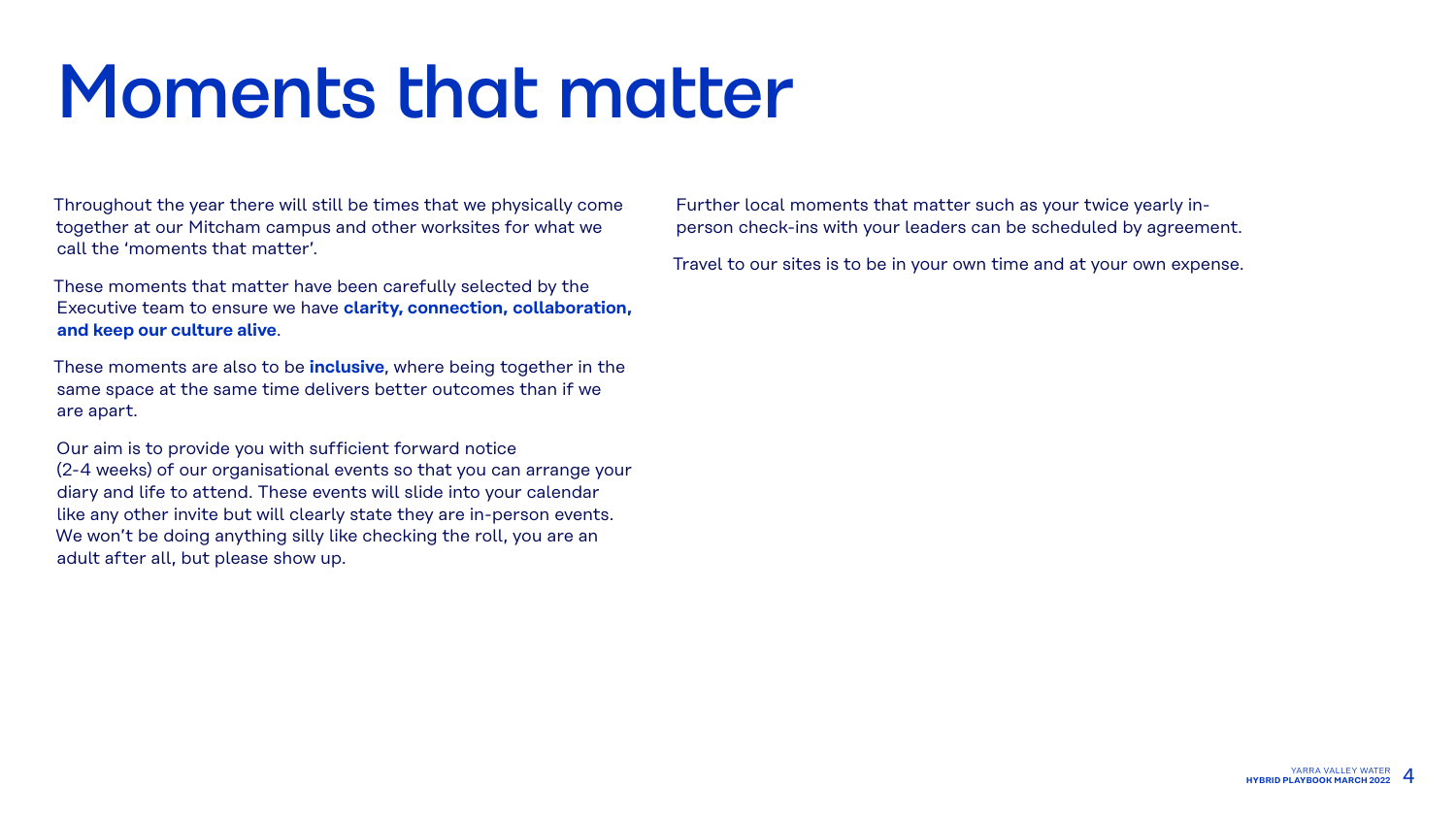# Moments that matter

Throughout the year there will still be times that we physically come together at our Mitcham campus and other worksites for what we call the 'moments that matter'.

These moments that matter have been carefully selected by the Executive team to ensure we have **clarity, connection, collaboration, and keep our culture alive**.

These moments are also to be **inclusive**, where being together in the same space at the same time delivers better outcomes than if we are apart.

Our aim is to provide you with sufficient forward notice (2-4 weeks) of our organisational events so that you can arrange your diary and life to attend. These events will slide into your calendar like any other invite but will clearly state they are in-person events. We won't be doing anything silly like checking the roll, you are an adult after all, but please show up.

Further local moments that matter such as your twice yearly in-person check-ins with your leaders can be scheduled by agreement.

Travel to our sites is to be in your own time and at your own expense.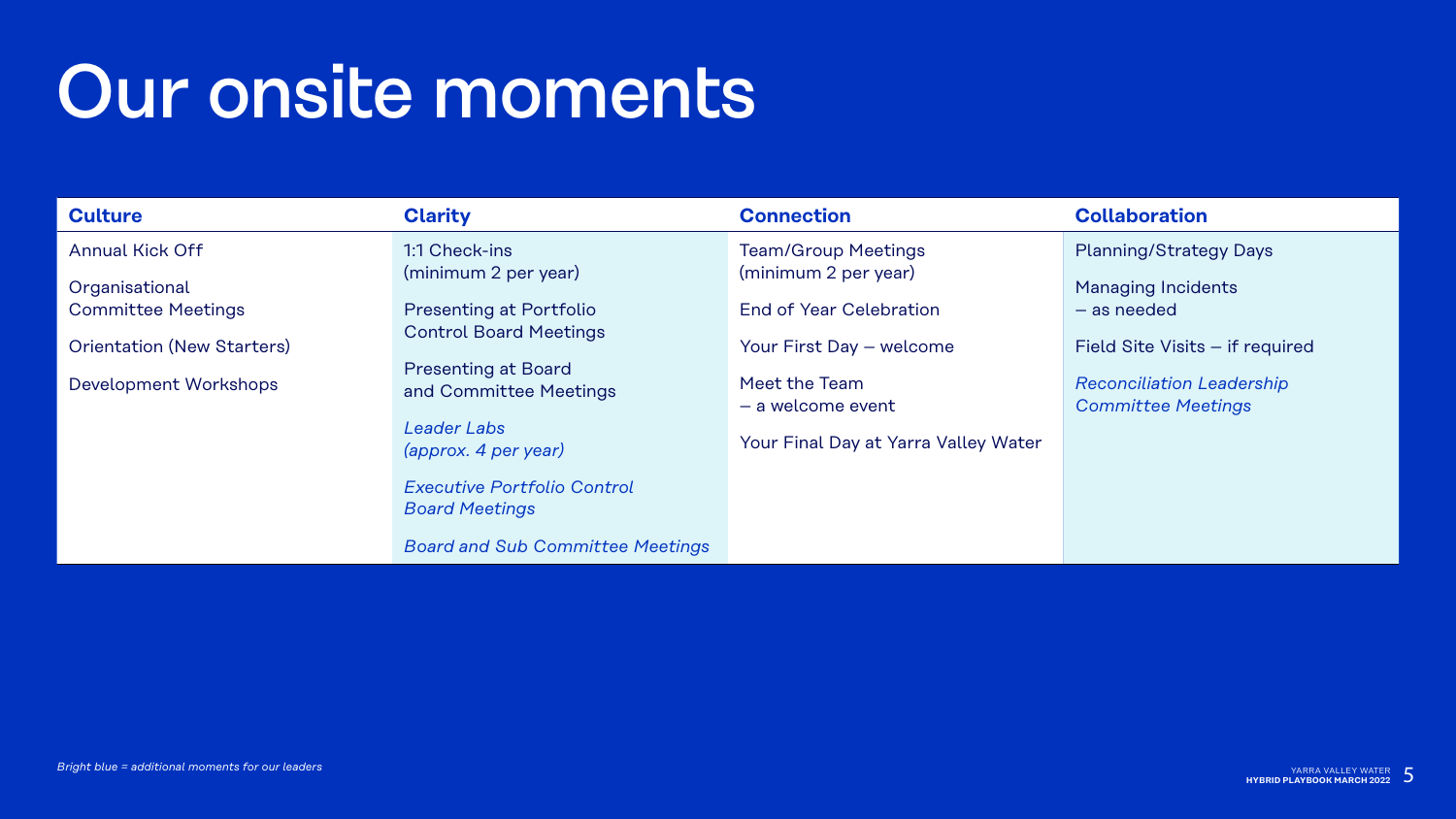# Our onsite moments

| Culture | Clarity | Connection | Collaboration |
|---|---|---|---|
| Annual Kick Off | 1:1 Check-ins (minimum 2 per year) | Team/Group Meetings (minimum 2 per year) | Planning/Strategy Days |
| Organisational Committee Meetings | Presenting at Portfolio Control Board Meetings | End of Year Celebration | Managing Incidents – as needed |
| Orientation (New Starters) | Presenting at Board and Committee Meetings | Your First Day – welcome | Field Site Visits – if required |
| Development Workshops | *Leader Labs (approx. 4 per year)* | Meet the Team – a welcome event | *Reconciliation Leadership Committee Meetings* |
| | *Executive Portfolio Control Board Meetings* | Your Final Day at Yarra Valley Water | |
| | *Board and Sub Committee Meetings* | | |

*Bright blue = additional moments for our leaders*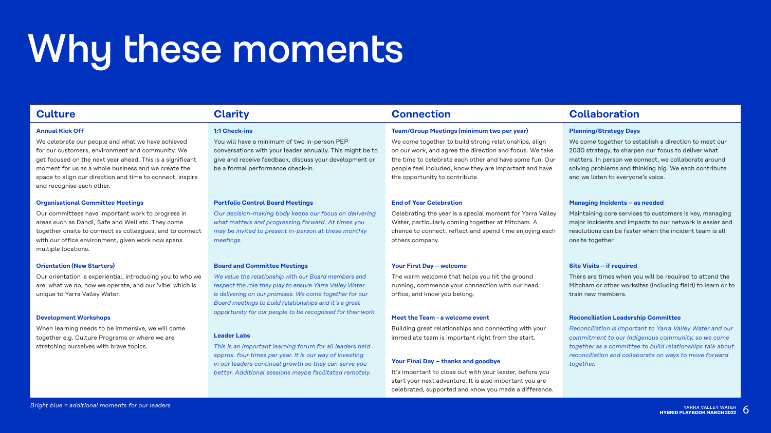# Why these moments

## Culture

### Annual Kick Off

We celebrate our people and what we have achieved for our customers, environment and community. We get focused on the next year ahead. This is a significant moment for us as a whole business and we create the space to align our direction and time to connect, inspire and recognise each other.

### Organisational Committee Meetings

Our committees have important work to progress in areas such as DandI, Safe and Well etc. They come together onsite to connect as colleagues, and to connect with our office environment, given work now spans multiple locations.

### Orientation (New Starters)

Our orientation is experiential, introducing you to who we are, what we do, how we operate, and our 'vibe' which is unique to Yarra Valley Water.

### Development Workshops

When learning needs to be immersive, we will come together e.g. Culture Programs or where we are stretching ourselves with brave topics.

## Clarity

### 1:1 Check-ins

You will have a minimum of two in-person PEP conversations with your leader annually. This might be to give and receive feedback, discuss your development or be a formal performance check-in.

### Portfolio Control Board Meetings

*Our decision-making body keeps our focus on delivering what matters and progressing forward. At times you may be invited to present in-person at these monthly meetings.*

### Board and Committee Meetings

*We value the relationship with our Board members and respect the role they play to ensure Yarra Valley Water is delivering on our promises. We come together for our Board meetings to build relationships and it's a great opportunity for our people to be recognised for their work.*

### Leader Labs

*This is an important learning forum for all leaders held approx. four times per year. It is our way of investing in our leaders continual growth so they can serve you better. Additional sessions maybe facilitated remotely.*

## Connection

### Team/Group Meetings (minimum two per year)

We come together to build strong relationships, align on our work, and agree the direction and focus. We take the time to celebrate each other and have some fun. Our people feel included, know they are important and have the opportunity to contribute.

### End of Year Celebration

Celebrating the year is a special moment for Yarra Valley Water, particularly coming together at Mitcham. A chance to connect, reflect and spend time enjoying each others company.

### Your First Day – welcome

The warm welcome that helps you hit the ground running, commence your connection with our head office, and know you belong.

### Meet the Team - a welcome event

Building great relationships and connecting with your immediate team is important right from the start.

### Your Final Day – thanks and goodbye

It's important to close out with your leader, before you start your next adventure. It is also important you are celebrated, supported and know you made a difference.

## Collaboration

### Planning/Strategy Days

We come together to establish a direction to meet our 2030 strategy, to sharpen our focus to deliver what matters. In person we connect, we collaborate around solving problems and thinking big. We each contribute and we listen to everyone's voice.

### Managing Incidents – as needed

Maintaining core services to customers is key, managing major incidents and impacts to our network is easier and resolutions can be faster when the incident team is all onsite together.

### Site Visits – if required

There are times when you will be required to attend the Mitcham or other worksites (including field) to learn or to train new members.

### Reconciliation Leadership Committee

*Reconciliation is important to Yarra Valley Water and our commitment to our Indigenous community, so we come together as a committee to build relationships talk about reconciliation and collaborate on ways to move forward together.*

*Bright blue = additional moments for our leaders*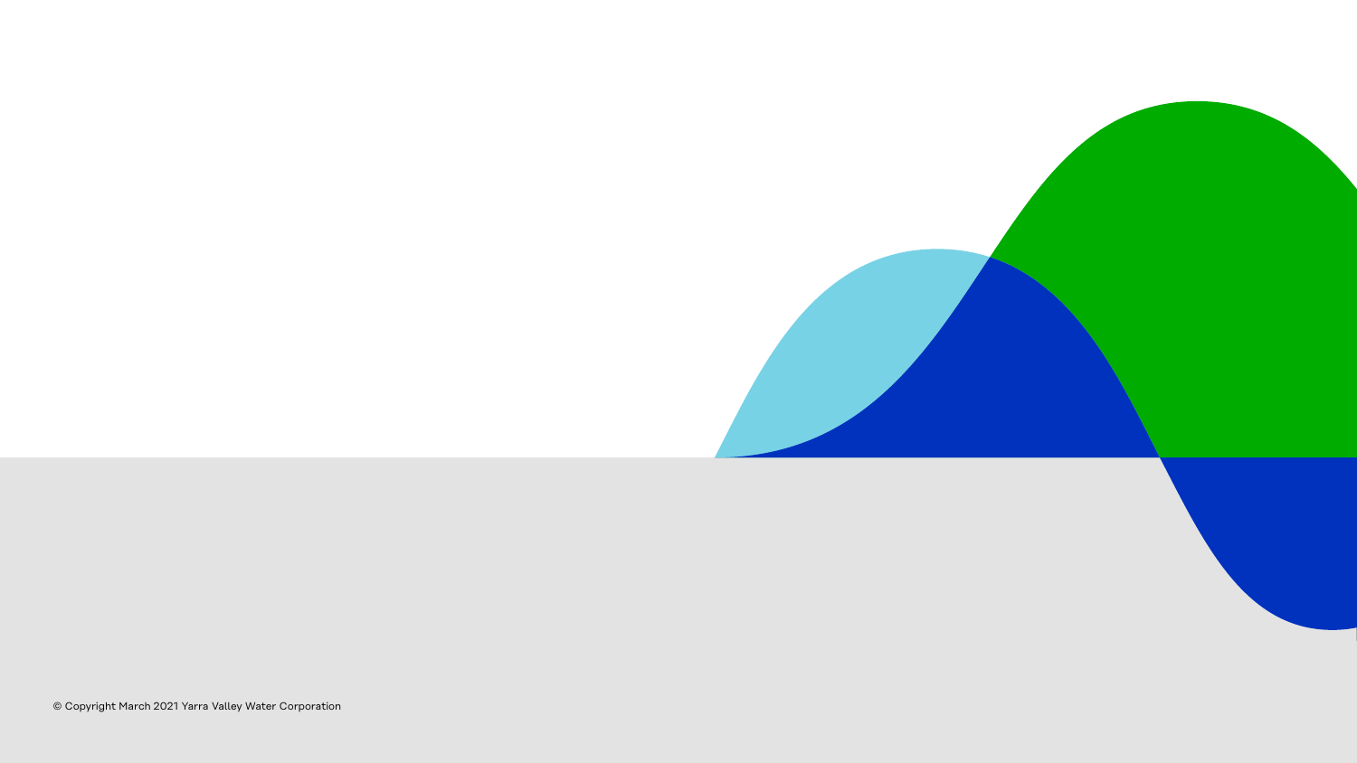© Copyright March 2021 Yarra Valley Water Corporation